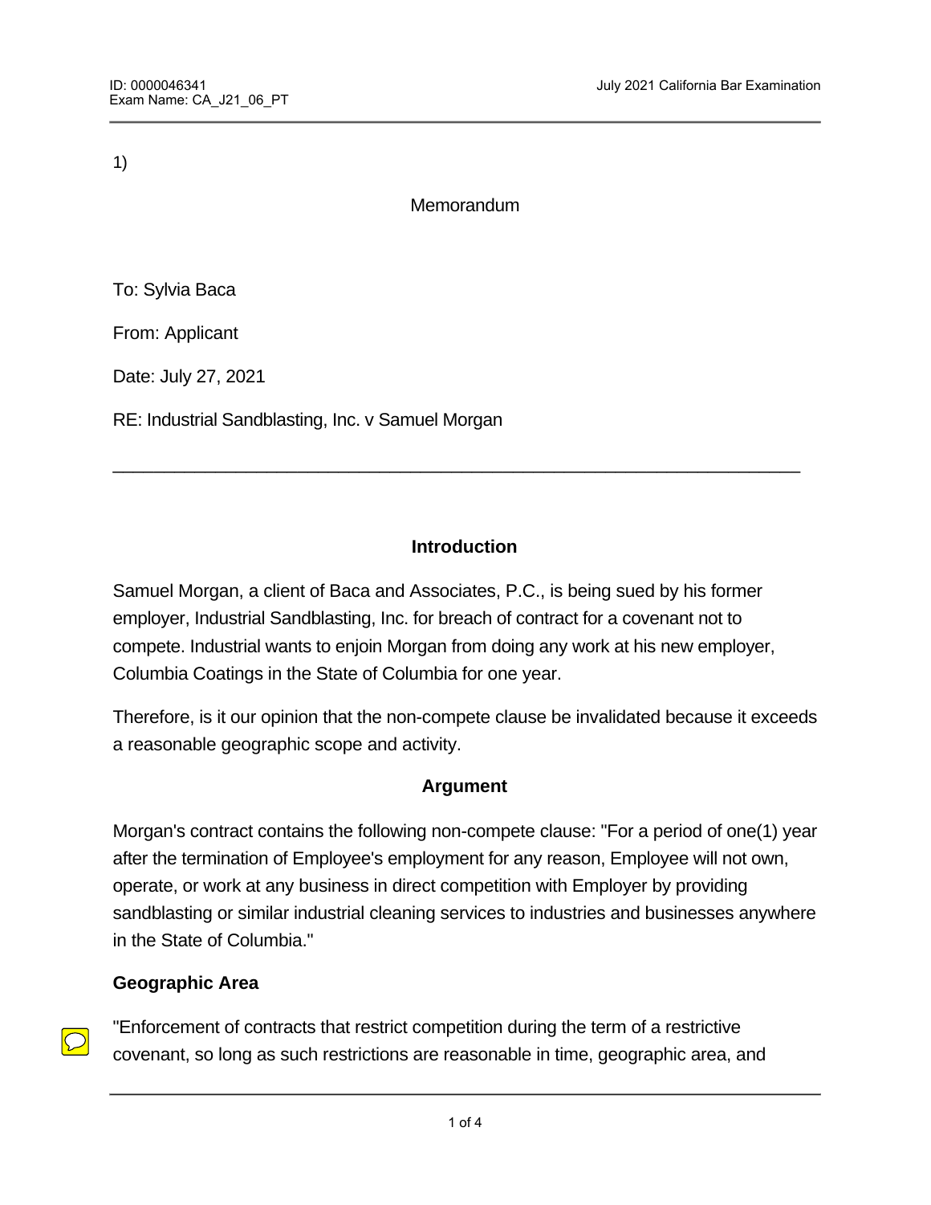1)

Memorandum

To: Sylvia Baca

From: Applicant

Date: July 27, 2021

RE: Industrial Sandblasting, Inc. v Samuel Morgan

---

**Introduction**

Samuel Morgan, a client of Baca and Associates, P.C., is being sued by his former employer, Industrial Sandblasting, Inc. for breach of contract for a covenant not to compete. Industrial wants to enjoin Morgan from doing any work at his new employer, Columbia Coatings in the State of Columbia for one year.

Therefore, is it our opinion that the non-compete clause be invalidated because it exceeds a reasonable geographic scope and activity.

**Argument**

Morgan's contract contains the following non-compete clause: "For a period of one(1) year after the termination of Employee's employment for any reason, Employee will not own, operate, or work at any business in direct competition with Employer by providing sandblasting or similar industrial cleaning services to industries and businesses anywhere in the State of Columbia."

**Geographic Area**

"Enforcement of contracts that restrict competition during the term of a restrictive covenant, so long as such restrictions are reasonable in time, geographic area, and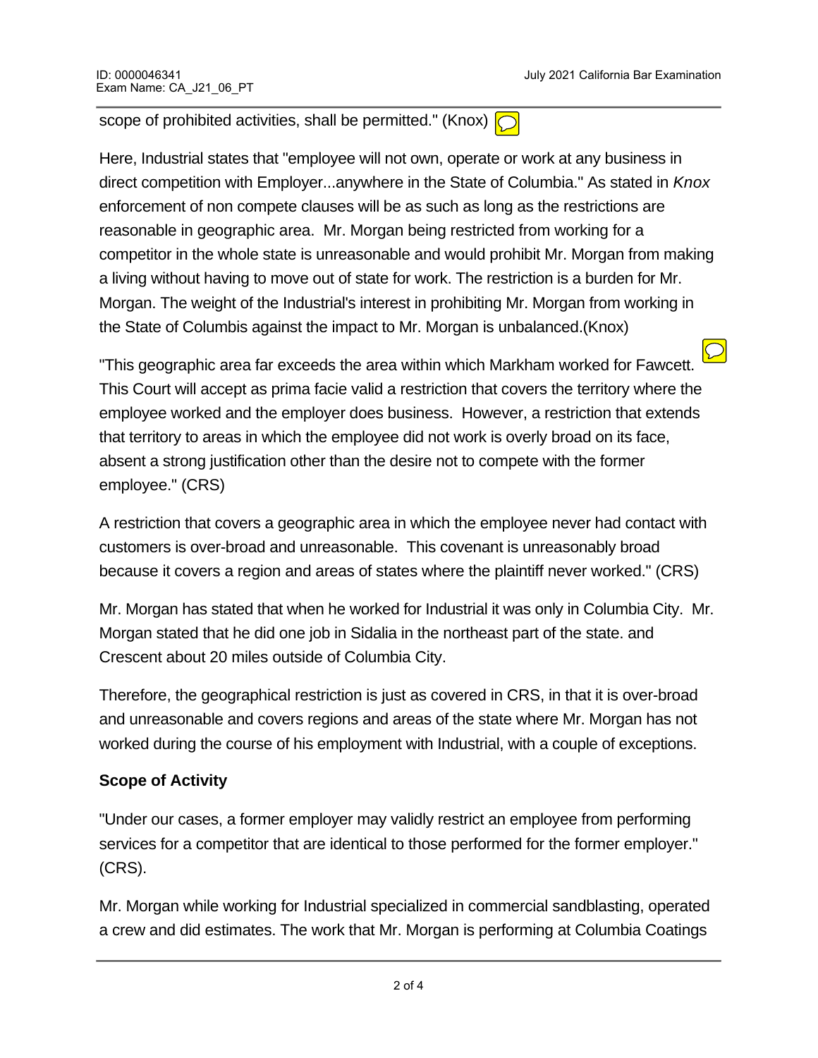scope of prohibited activities, shall be permitted." (Knox)

Here, Industrial states that "employee will not own, operate or work at any business in direct competition with Employer...anywhere in the State of Columbia." As stated in *Knox* enforcement of non compete clauses will be as such as long as the restrictions are reasonable in geographic area. Mr. Morgan being restricted from working for a competitor in the whole state is unreasonable and would prohibit Mr. Morgan from making a living without having to move out of state for work. The restriction is a burden for Mr. Morgan. The weight of the Industrial's interest in prohibiting Mr. Morgan from working in the State of Columbis against the impact to Mr. Morgan is unbalanced.(Knox)

"This geographic area far exceeds the area within which Markham worked for Fawcett. This Court will accept as prima facie valid a restriction that covers the territory where the employee worked and the employer does business. However, a restriction that extends that territory to areas in which the employee did not work is overly broad on its face, absent a strong justification other than the desire not to compete with the former employee." (CRS)

A restriction that covers a geographic area in which the employee never had contact with customers is over-broad and unreasonable. This covenant is unreasonably broad because it covers a region and areas of states where the plaintiff never worked." (CRS)

Mr. Morgan has stated that when he worked for Industrial it was only in Columbia City. Mr. Morgan stated that he did one job in Sidalia in the northeast part of the state. and Crescent about 20 miles outside of Columbia City.

Therefore, the geographical restriction is just as covered in CRS, in that it is over-broad and unreasonable and covers regions and areas of the state where Mr. Morgan has not worked during the course of his employment with Industrial, with a couple of exceptions.

**Scope of Activity**

"Under our cases, a former employer may validly restrict an employee from performing services for a competitor that are identical to those performed for the former employer." (CRS).

Mr. Morgan while working for Industrial specialized in commercial sandblasting, operated a crew and did estimates. The work that Mr. Morgan is performing at Columbia Coatings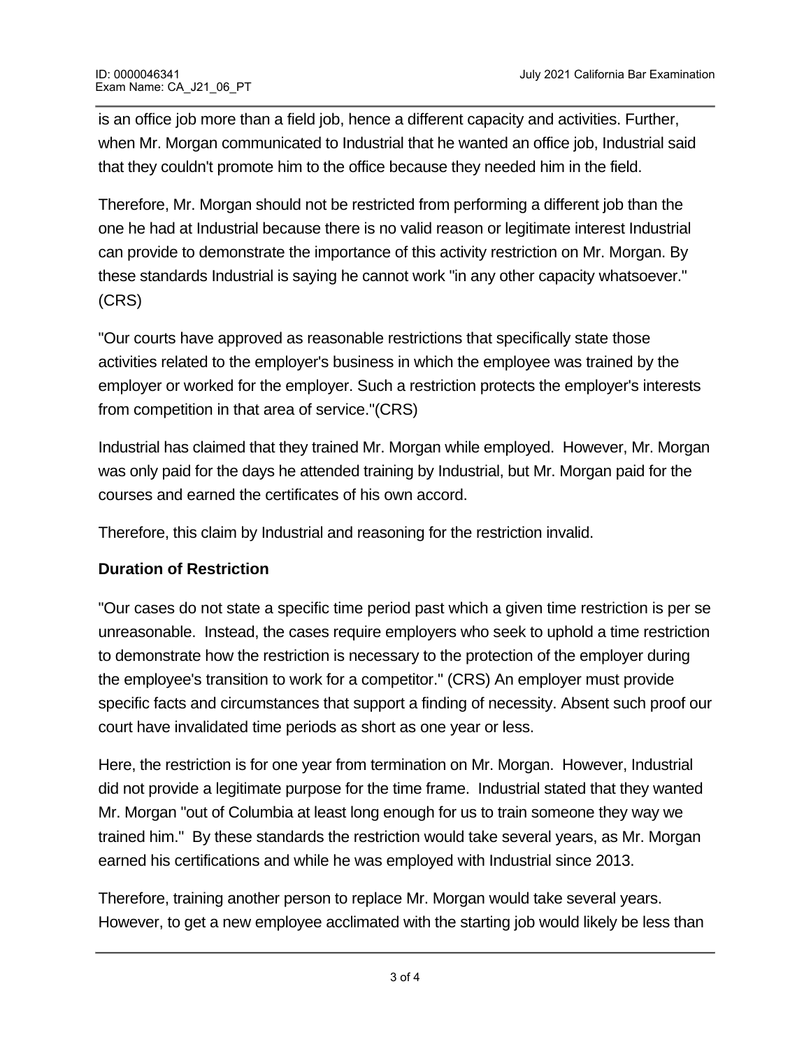is an office job more than a field job, hence a different capacity and activities. Further, when Mr. Morgan communicated to Industrial that he wanted an office job, Industrial said that they couldn't promote him to the office because they needed him in the field.

Therefore, Mr. Morgan should not be restricted from performing a different job than the one he had at Industrial because there is no valid reason or legitimate interest Industrial can provide to demonstrate the importance of this activity restriction on Mr. Morgan. By these standards Industrial is saying he cannot work "in any other capacity whatsoever." (CRS)

"Our courts have approved as reasonable restrictions that specifically state those activities related to the employer's business in which the employee was trained by the employer or worked for the employer. Such a restriction protects the employer's interests from competition in that area of service."(CRS)

Industrial has claimed that they trained Mr. Morgan while employed. However, Mr. Morgan was only paid for the days he attended training by Industrial, but Mr. Morgan paid for the courses and earned the certificates of his own accord.

Therefore, this claim by Industrial and reasoning for the restriction invalid.

**Duration of Restriction**

"Our cases do not state a specific time period past which a given time restriction is per se unreasonable. Instead, the cases require employers who seek to uphold a time restriction to demonstrate how the restriction is necessary to the protection of the employer during the employee's transition to work for a competitor." (CRS) An employer must provide specific facts and circumstances that support a finding of necessity. Absent such proof our court have invalidated time periods as short as one year or less.

Here, the restriction is for one year from termination on Mr. Morgan. However, Industrial did not provide a legitimate purpose for the time frame. Industrial stated that they wanted Mr. Morgan "out of Columbia at least long enough for us to train someone they way we trained him." By these standards the restriction would take several years, as Mr. Morgan earned his certifications and while he was employed with Industrial since 2013.

Therefore, training another person to replace Mr. Morgan would take several years. However, to get a new employee acclimated with the starting job would likely be less than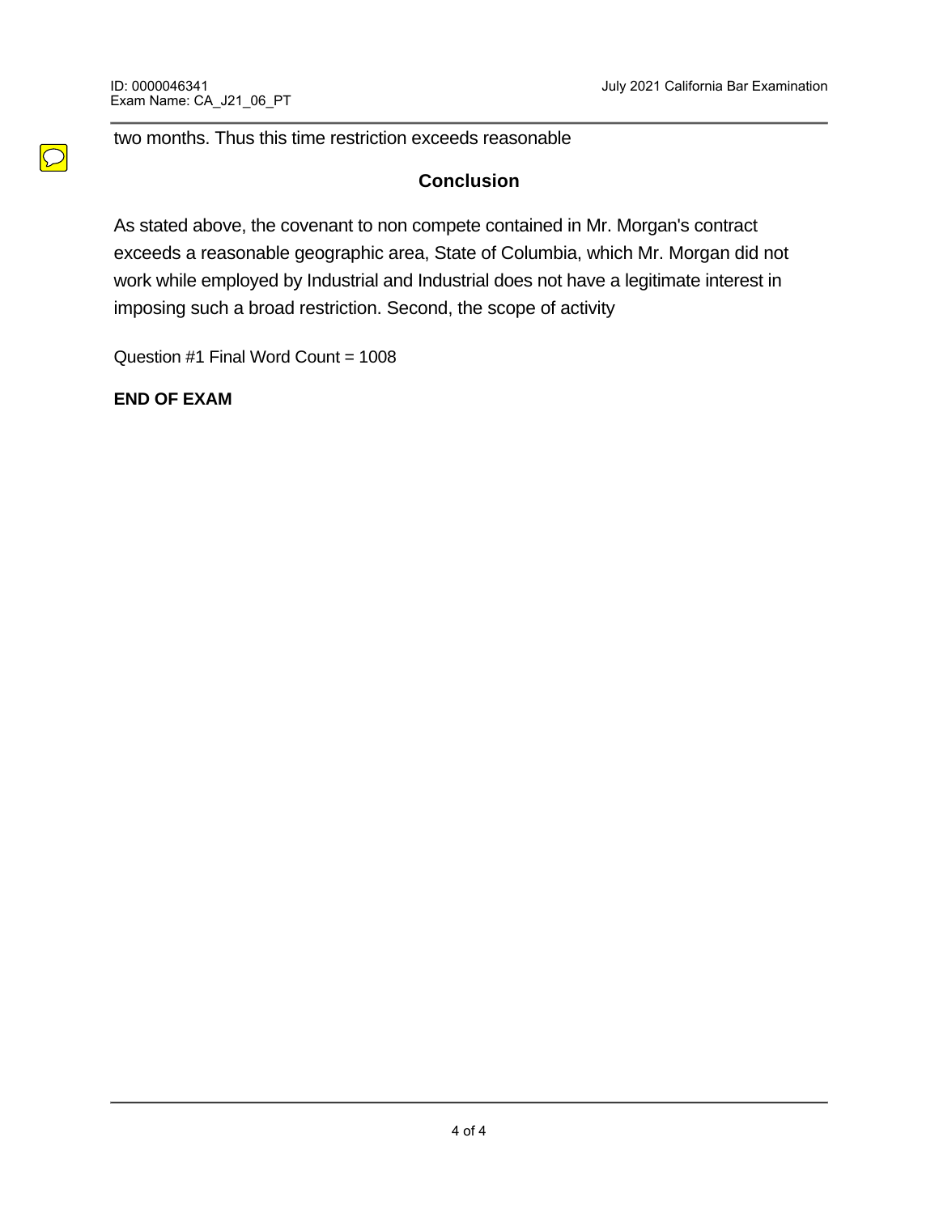two months. Thus this time restriction exceeds reasonable

## Conclusion

As stated above, the covenant to non compete contained in Mr. Morgan's contract exceeds a reasonable geographic area, State of Columbia, which Mr. Morgan did not work while employed by Industrial and Industrial does not have a legitimate interest in imposing such a broad restriction. Second, the scope of activity

Question #1 Final Word Count = 1008

**END OF EXAM**